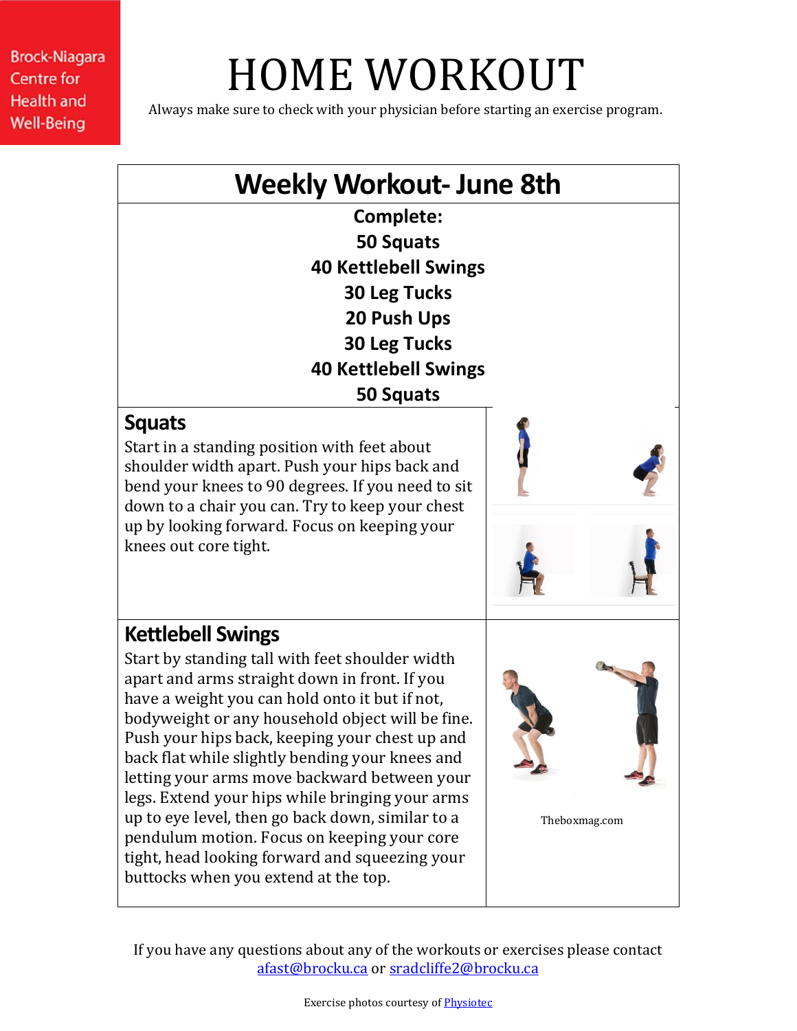Brock-Niagara Centre for Health and Well-Being

# HOME WORKOUT

Always make sure to check with your physician before starting an exercise program.

## Weekly Workout- June 8th

**Complete:**
**50 Squats**
**40 Kettlebell Swings**
**30 Leg Tucks**
**20 Push Ups**
**30 Leg Tucks**
**40 Kettlebell Swings**
**50 Squats**

### Squats

Start in a standing position with feet about shoulder width apart. Push your hips back and bend your knees to 90 degrees. If you need to sit down to a chair you can. Try to keep your chest up by looking forward. Focus on keeping your knees out core tight.

### Kettlebell Swings

Start by standing tall with feet shoulder width apart and arms straight down in front. If you have a weight you can hold onto it but if not, bodyweight or any household object will be fine. Push your hips back, keeping your chest up and back flat while slightly bending your knees and letting your arms move backward between your legs. Extend your hips while bringing your arms up to eye level, then go back down, similar to a pendulum motion. Focus on keeping your core tight, head looking forward and squeezing your buttocks when you extend at the top.

Theboxmag.com

If you have any questions about any of the workouts or exercises please contact afast@brocku.ca or sradcliffe2@brocku.ca

Exercise photos courtesy of Physiotec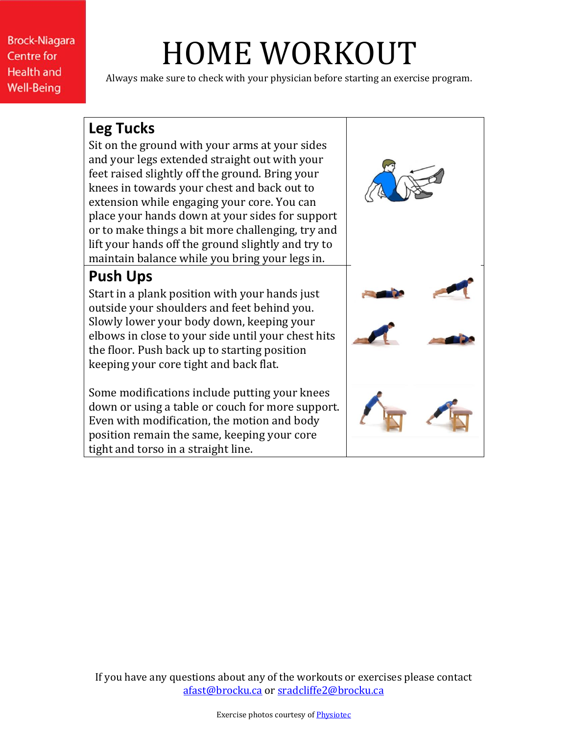# HOME WORKOUT

Always make sure to check with your physician before starting an exercise program.

## Leg Tucks

Sit on the ground with your arms at your sides and your legs extended straight out with your feet raised slightly off the ground. Bring your knees in towards your chest and back out to extension while engaging your core. You can place your hands down at your sides for support or to make things a bit more challenging, try and lift your hands off the ground slightly and try to maintain balance while you bring your legs in.

## Push Ups

Start in a plank position with your hands just outside your shoulders and feet behind you. Slowly lower your body down, keeping your elbows in close to your side until your chest hits the floor. Push back up to starting position keeping your core tight and back flat.

Some modifications include putting your knees down or using a table or couch for more support. Even with modification, the motion and body position remain the same, keeping your core tight and torso in a straight line.

If you have any questions about any of the workouts or exercises please contact afast@brocku.ca or sradcliffe2@brocku.ca

Exercise photos courtesy of Physiotec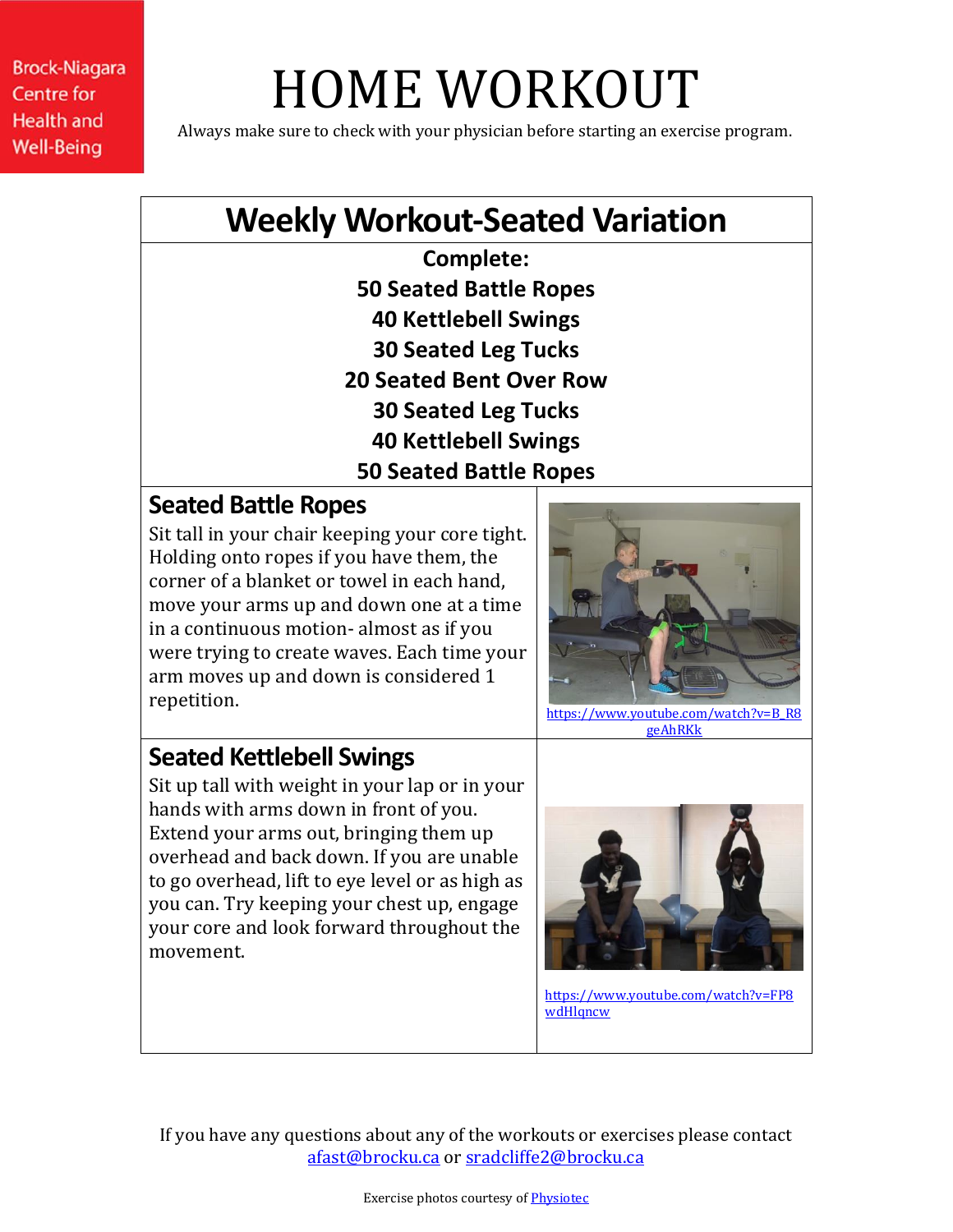Brock-Niagara Centre for Health and Well-Being

# HOME WORKOUT

Always make sure to check with your physician before starting an exercise program.

## Weekly Workout-Seated Variation

**Complete:**
**50 Seated Battle Ropes**
**40 Kettlebell Swings**
**30 Seated Leg Tucks**
**20 Seated Bent Over Row**
**30 Seated Leg Tucks**
**40 Kettlebell Swings**
**50 Seated Battle Ropes**

### Seated Battle Ropes

Sit tall in your chair keeping your core tight. Holding onto ropes if you have them, the corner of a blanket or towel in each hand, move your arms up and down one at a time in a continuous motion- almost as if you were trying to create waves. Each time your arm moves up and down is considered 1 repetition.

https://www.youtube.com/watch?v=B_R8geAhRKk

### Seated Kettlebell Swings

Sit up tall with weight in your lap or in your hands with arms down in front of you. Extend your arms out, bringing them up overhead and back down. If you are unable to go overhead, lift to eye level or as high as you can. Try keeping your chest up, engage your core and look forward throughout the movement.

https://www.youtube.com/watch?v=FP8wdHlqncw

If you have any questions about any of the workouts or exercises please contact afast@brocku.ca or sradcliffe2@brocku.ca

Exercise photos courtesy of Physiotec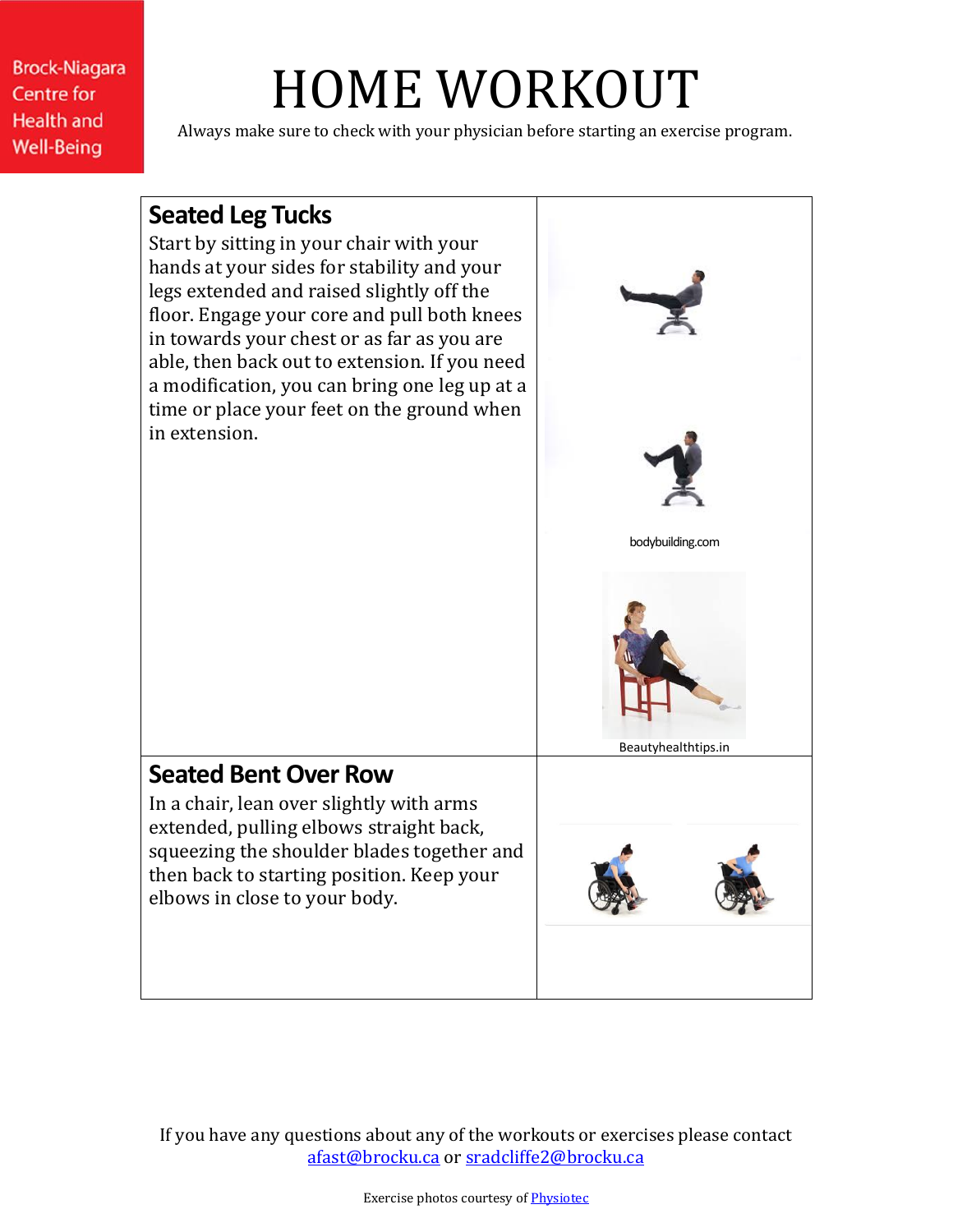Brock-Niagara Centre for Health and Well-Being

# HOME WORKOUT

Always make sure to check with your physician before starting an exercise program.

| | |
|---|---|
| **Seated Leg Tucks**<br>Start by sitting in your chair with your hands at your sides for stability and your legs extended and raised slightly off the floor. Engage your core and pull both knees in towards your chest or as far as you are able, then back out to extension. If you need a modification, you can bring one leg up at a time or place your feet on the ground when in extension. | bodybuilding.com<br>Beautyhealthtips.in |
| **Seated Bent Over Row**<br>In a chair, lean over slightly with arms extended, pulling elbows straight back, squeezing the shoulder blades together and then back to starting position. Keep your elbows in close to your body. | |

If you have any questions about any of the workouts or exercises please contact [afast@brocku.ca](mailto:afast@brocku.ca) or [sradcliffe2@brocku.ca](mailto:sradcliffe2@brocku.ca)

Exercise photos courtesy of Physiotec